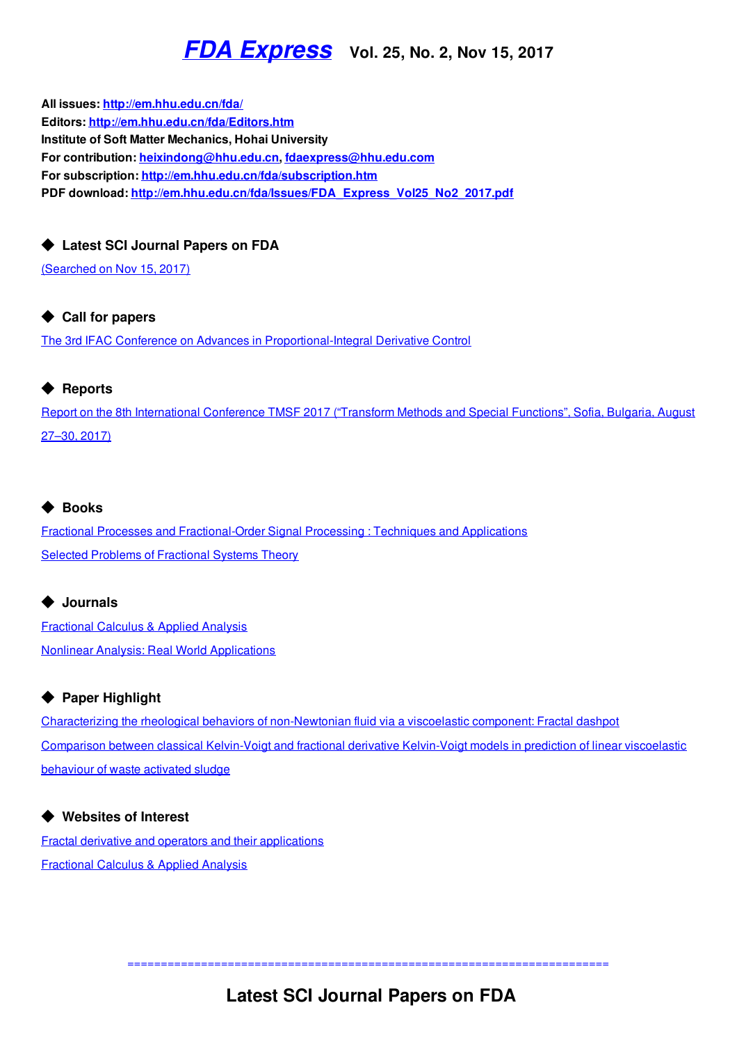# [FDA Express](http://em.hhu.edu.cn/fda/) Vol. 25, No. 2, Nov 15, 2017

**All issues:** http://em.hhu.edu.cn/fda/
**Editors:** http://em.hhu.edu.cn/fda/Editors.htm
**Institute of Soft Matter Mechanics, Hohai University**
**For contribution:** heixindong@hhu.edu.cn, fdaexpress@hhu.edu.com
**For subscription:** http://em.hhu.edu.cn/fda/subscription.htm
**PDF download:** http://em.hhu.edu.cn/fda/Issues/FDA_Express_Vol25_No2_2017.pdf

## ◆ Latest SCI Journal Papers on FDA

(Searched on Nov 15, 2017)

## ◆ Call for papers

The 3rd IFAC Conference on Advances in Proportional-Integral Derivative Control

## ◆ Reports

Report on the 8th International Conference TMSF 2017 ("Transform Methods and Special Functions", Sofia, Bulgaria, August 27–30, 2017)

## ◆ Books

Fractional Processes and Fractional-Order Signal Processing : Techniques and Applications

Selected Problems of Fractional Systems Theory

## ◆ Journals

Fractional Calculus & Applied Analysis

Nonlinear Analysis: Real World Applications

## ◆ Paper Highlight

Characterizing the rheological behaviors of non-Newtonian fluid via a viscoelastic component: Fractal dashpot

Comparison between classical Kelvin-Voigt and fractional derivative Kelvin-Voigt models in prediction of linear viscoelastic behaviour of waste activated sludge

## ◆ Websites of Interest

Fractal derivative and operators and their applications

Fractional Calculus & Applied Analysis

========================================================================

## Latest SCI Journal Papers on FDA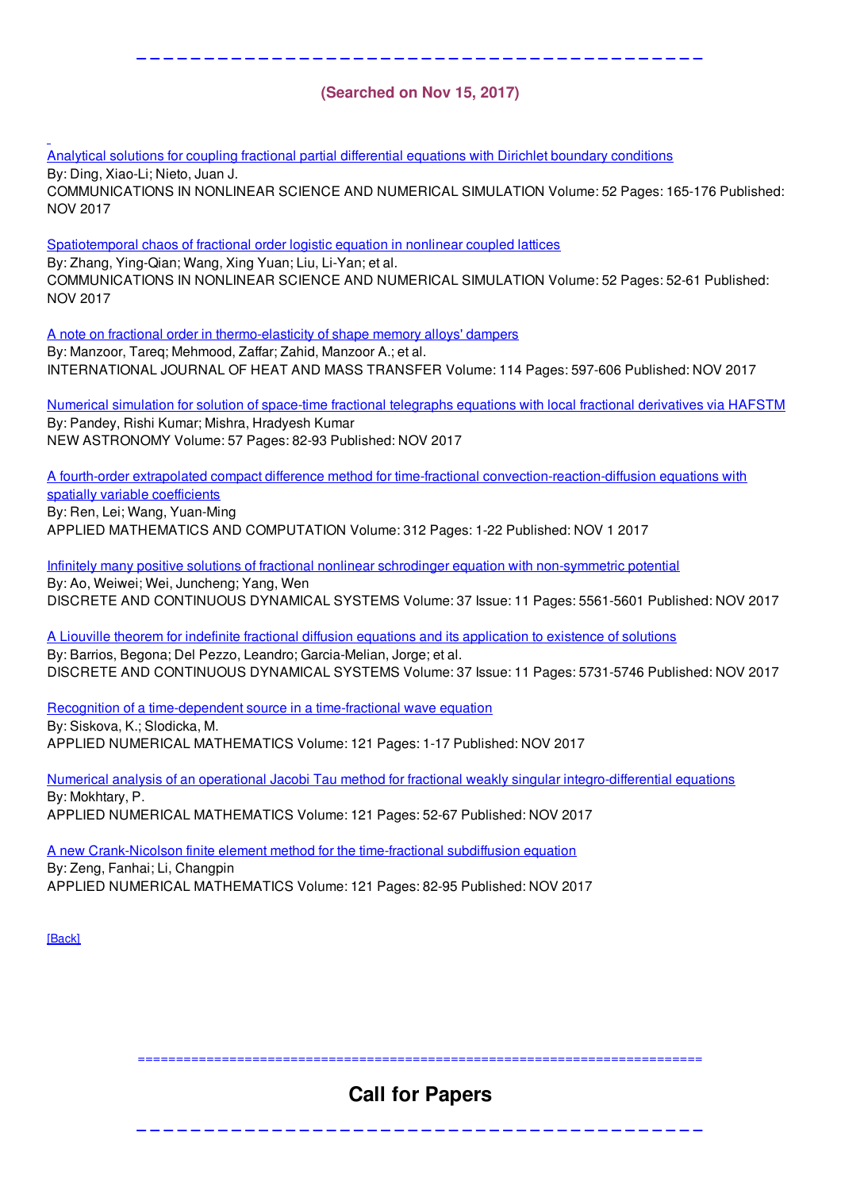(Searched on Nov 15, 2017)

[Analytical solutions for coupling fractional partial differential equations with Dirichlet boundary conditions]

By: Ding, Xiao-Li; Nieto, Juan J.

COMMUNICATIONS IN NONLINEAR SCIENCE AND NUMERICAL SIMULATION Volume: 52 Pages: 165-176 Published: NOV 2017

[Spatiotemporal chaos of fractional order logistic equation in nonlinear coupled lattices]

By: Zhang, Ying-Qian; Wang, Xing Yuan; Liu, Li-Yan; et al.

COMMUNICATIONS IN NONLINEAR SCIENCE AND NUMERICAL SIMULATION Volume: 52 Pages: 52-61 Published: NOV 2017

[A note on fractional order in thermo-elasticity of shape memory alloys' dampers]

By: Manzoor, Tareq; Mehmood, Zaffar; Zahid, Manzoor A.; et al.

INTERNATIONAL JOURNAL OF HEAT AND MASS TRANSFER Volume: 114 Pages: 597-606 Published: NOV 2017

[Numerical simulation for solution of space-time fractional telegraphs equations with local fractional derivatives via HAFSTM]

By: Pandey, Rishi Kumar; Mishra, Hradyesh Kumar

NEW ASTRONOMY Volume: 57 Pages: 82-93 Published: NOV 2017

[A fourth-order extrapolated compact difference method for time-fractional convection-reaction-diffusion equations with spatially variable coefficients]

By: Ren, Lei; Wang, Yuan-Ming

APPLIED MATHEMATICS AND COMPUTATION Volume: 312 Pages: 1-22 Published: NOV 1 2017

[Infinitely many positive solutions of fractional nonlinear schrodinger equation with non-symmetric potential]

By: Ao, Weiwei; Wei, Juncheng; Yang, Wen

DISCRETE AND CONTINUOUS DYNAMICAL SYSTEMS Volume: 37 Issue: 11 Pages: 5561-5601 Published: NOV 2017

[A Liouville theorem for indefinite fractional diffusion equations and its application to existence of solutions]

By: Barrios, Begona; Del Pezzo, Leandro; Garcia-Melian, Jorge; et al.

DISCRETE AND CONTINUOUS DYNAMICAL SYSTEMS Volume: 37 Issue: 11 Pages: 5731-5746 Published: NOV 2017

[Recognition of a time-dependent source in a time-fractional wave equation]

By: Siskova, K.; Slodicka, M.

APPLIED NUMERICAL MATHEMATICS Volume: 121 Pages: 1-17 Published: NOV 2017

[Numerical analysis of an operational Jacobi Tau method for fractional weakly singular integro-differential equations]

By: Mokhtary, P.

APPLIED NUMERICAL MATHEMATICS Volume: 121 Pages: 52-67 Published: NOV 2017

[A new Crank-Nicolson finite element method for the time-fractional subdiffusion equation]

By: Zeng, Fanhai; Li, Changpin

APPLIED NUMERICAL MATHEMATICS Volume: 121 Pages: 82-95 Published: NOV 2017

[Back]

# Call for Papers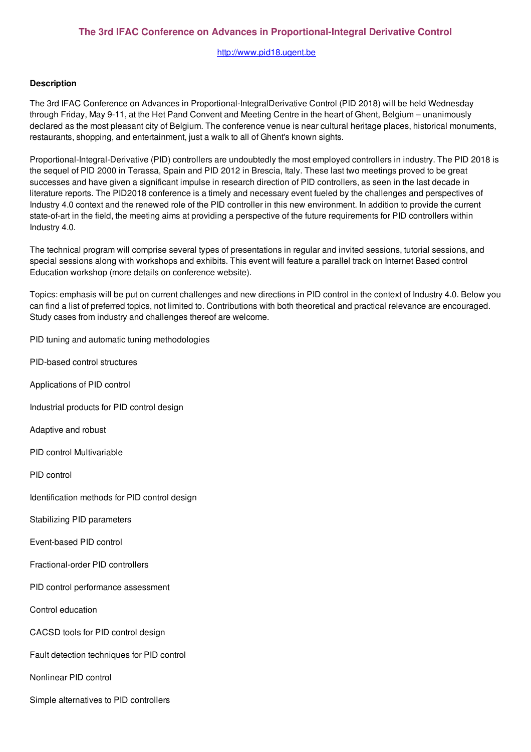### The 3rd IFAC Conference on Advances in Proportional-Integral Derivative Control

http://www.pid18.ugent.be

**Description**

The 3rd IFAC Conference on Advances in Proportional-IntegralDerivative Control (PID 2018) will be held Wednesday through Friday, May 9-11, at the Het Pand Convent and Meeting Centre in the heart of Ghent, Belgium – unanimously declared as the most pleasant city of Belgium. The conference venue is near cultural heritage places, historical monuments, restaurants, shopping, and entertainment, just a walk to all of Ghent's known sights.

Proportional-Integral-Derivative (PID) controllers are undoubtedly the most employed controllers in industry. The PID 2018 is the sequel of PID 2000 in Terassa, Spain and PID 2012 in Brescia, Italy. These last two meetings proved to be great successes and have given a significant impulse in research direction of PID controllers, as seen in the last decade in literature reports. The PID2018 conference is a timely and necessary event fueled by the challenges and perspectives of Industry 4.0 context and the renewed role of the PID controller in this new environment. In addition to provide the current state-of-art in the field, the meeting aims at providing a perspective of the future requirements for PID controllers within Industry 4.0.

The technical program will comprise several types of presentations in regular and invited sessions, tutorial sessions, and special sessions along with workshops and exhibits. This event will feature a parallel track on Internet Based control Education workshop (more details on conference website).

Topics: emphasis will be put on current challenges and new directions in PID control in the context of Industry 4.0. Below you can find a list of preferred topics, not limited to. Contributions with both theoretical and practical relevance are encouraged. Study cases from industry and challenges thereof are welcome.

PID tuning and automatic tuning methodologies

PID-based control structures

Applications of PID control

Industrial products for PID control design

Adaptive and robust

PID control Multivariable

PID control

Identification methods for PID control design

Stabilizing PID parameters

Event-based PID control

Fractional-order PID controllers

PID control performance assessment

Control education

CACSD tools for PID control design

Fault detection techniques for PID control

Nonlinear PID control

Simple alternatives to PID controllers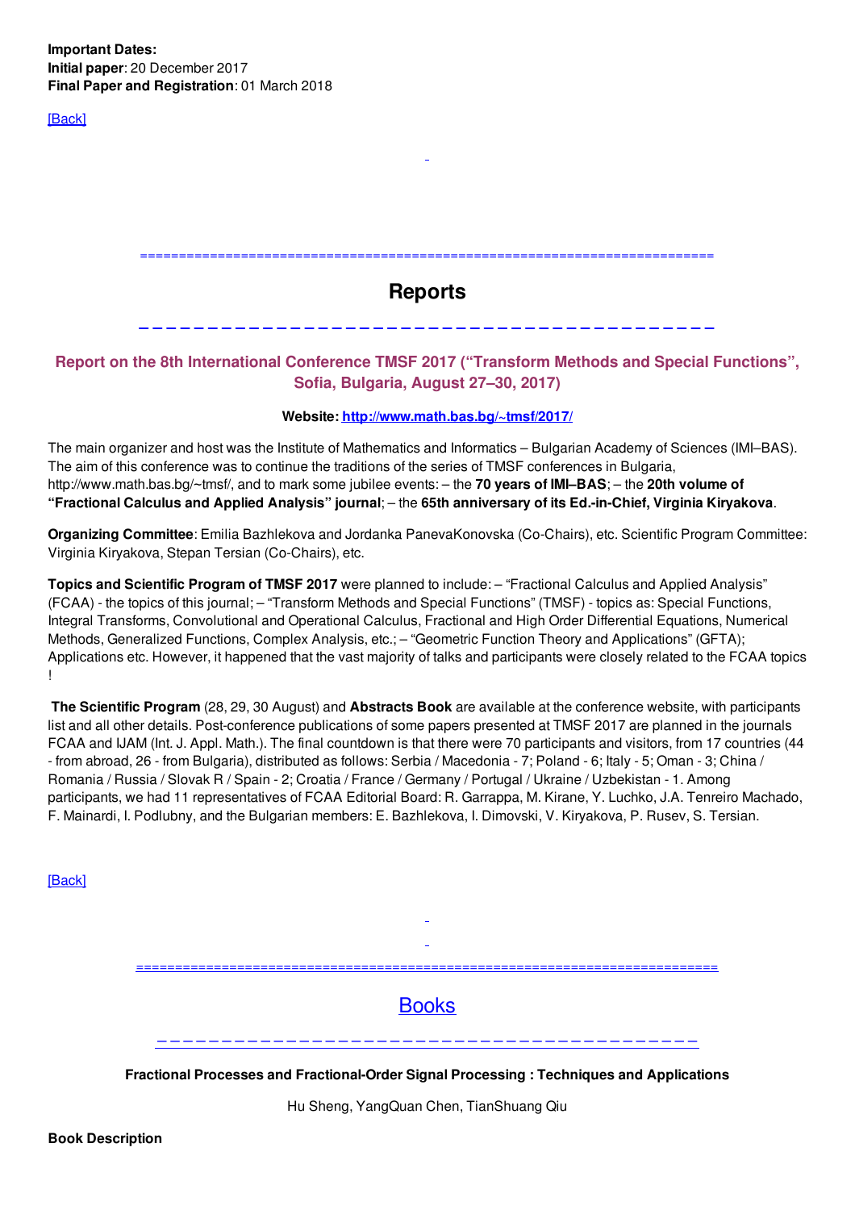**Important Dates:**
**Initial paper**: 20 December 2017
**Final Paper and Registration**: 01 March 2018

[Back]

=======================================================================

## Reports

---

### Report on the 8th International Conference TMSF 2017 (“Transform Methods and Special Functions”, Sofia, Bulgaria, August 27–30, 2017)

**Website: http://www.math.bas.bg/~tmsf/2017/**

The main organizer and host was the Institute of Mathematics and Informatics – Bulgarian Academy of Sciences (IMI–BAS). The aim of this conference was to continue the traditions of the series of TMSF conferences in Bulgaria, http://www.math.bas.bg/~tmsf/, and to mark some jubilee events: – the **70 years of IMI–BAS**; – the **20th volume of “Fractional Calculus and Applied Analysis” journal**; – the **65th anniversary of its Ed.-in-Chief, Virginia Kiryakova**.

**Organizing Committee**: Emilia Bazhlekova and Jordanka PanevaKonovska (Co-Chairs), etc. Scientific Program Committee: Virginia Kiryakova, Stepan Tersian (Co-Chairs), etc.

**Topics and Scientific Program of TMSF 2017** were planned to include: – “Fractional Calculus and Applied Analysis” (FCAA) - the topics of this journal; – “Transform Methods and Special Functions” (TMSF) - topics as: Special Functions, Integral Transforms, Convolutional and Operational Calculus, Fractional and High Order Differential Equations, Numerical Methods, Generalized Functions, Complex Analysis, etc.; – “Geometric Function Theory and Applications” (GFTA); Applications etc. However, it happened that the vast majority of talks and participants were closely related to the FCAA topics !

**The Scientific Program** (28, 29, 30 August) and **Abstracts Book** are available at the conference website, with participants list and all other details. Post-conference publications of some papers presented at TMSF 2017 are planned in the journals FCAA and IJAM (Int. J. Appl. Math.). The final countdown is that there were 70 participants and visitors, from 17 countries (44 - from abroad, 26 - from Bulgaria), distributed as follows: Serbia / Macedonia - 7; Poland - 6; Italy - 5; Oman - 3; China / Romania / Russia / Slovak R / Spain - 2; Croatia / France / Germany / Portugal / Ukraine / Uzbekistan - 1. Among participants, we had 11 representatives of FCAA Editorial Board: R. Garrappa, M. Kirane, Y. Luchko, J.A. Tenreiro Machado, F. Mainardi, I. Podlubny, and the Bulgarian members: E. Bazhlekova, I. Dimovski, V. Kiryakova, P. Rusev, S. Tersian.

[Back]

=======================================================================

## Books

---

**Fractional Processes and Fractional-Order Signal Processing : Techniques and Applications**

Hu Sheng, YangQuan Chen, TianShuang Qiu

**Book Description**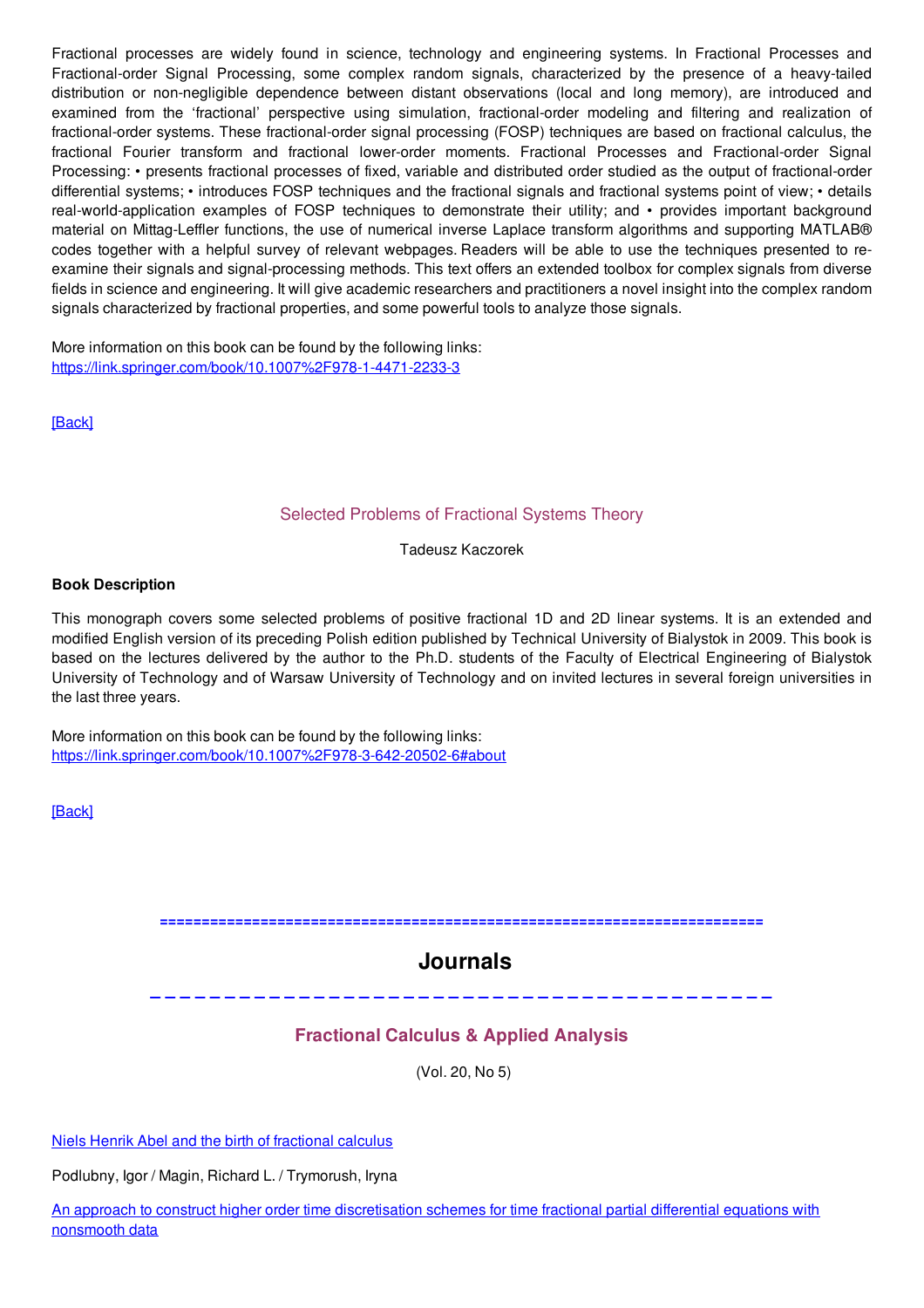Fractional processes are widely found in science, technology and engineering systems. In Fractional Processes and Fractional-order Signal Processing, some complex random signals, characterized by the presence of a heavy-tailed distribution or non-negligible dependence between distant observations (local and long memory), are introduced and examined from the 'fractional' perspective using simulation, fractional-order modeling and filtering and realization of fractional-order systems. These fractional-order signal processing (FOSP) techniques are based on fractional calculus, the fractional Fourier transform and fractional lower-order moments. Fractional Processes and Fractional-order Signal Processing: • presents fractional processes of fixed, variable and distributed order studied as the output of fractional-order differential systems; • introduces FOSP techniques and the fractional signals and fractional systems point of view; • details real-world-application examples of FOSP techniques to demonstrate their utility; and • provides important background material on Mittag-Leffler functions, the use of numerical inverse Laplace transform algorithms and supporting MATLAB® codes together with a helpful survey of relevant webpages. Readers will be able to use the techniques presented to re-examine their signals and signal-processing methods. This text offers an extended toolbox for complex signals from diverse fields in science and engineering. It will give academic researchers and practitioners a novel insight into the complex random signals characterized by fractional properties, and some powerful tools to analyze those signals.

More information on this book can be found by the following links:
https://link.springer.com/book/10.1007%2F978-1-4471-2233-3

[Back]

## Selected Problems of Fractional Systems Theory

Tadeusz Kaczorek

**Book Description**

This monograph covers some selected problems of positive fractional 1D and 2D linear systems. It is an extended and modified English version of its preceding Polish edition published by Technical University of Bialystok in 2009. This book is based on the lectures delivered by the author to the Ph.D. students of the Faculty of Electrical Engineering of Bialystok University of Technology and of Warsaw University of Technology and on invited lectures in several foreign universities in the last three years.

More information on this book can be found by the following links:
https://link.springer.com/book/10.1007%2F978-3-642-20502-6#about

[Back]

========================================================================

# Journals

---

## Fractional Calculus & Applied Analysis

(Vol. 20, No 5)

Niels Henrik Abel and the birth of fractional calculus

Podlubny, Igor / Magin, Richard L. / Trymorush, Iryna

An approach to construct higher order time discretisation schemes for time fractional partial differential equations with nonsmooth data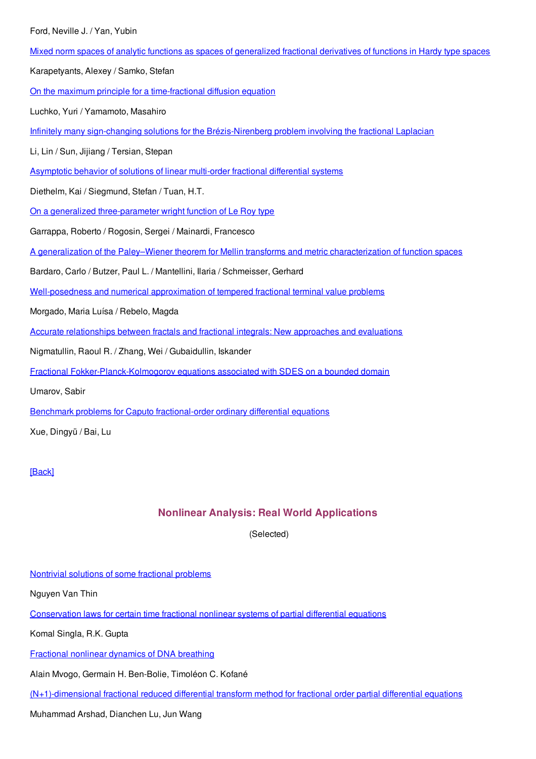Ford, Neville J. / Yan, Yubin

[Mixed norm spaces of analytic functions as spaces of generalized fractional derivatives of functions in Hardy type spaces]

Karapetyants, Alexey / Samko, Stefan

[On the maximum principle for a time-fractional diffusion equation]

Luchko, Yuri / Yamamoto, Masahiro

[Infinitely many sign-changing solutions for the Brézis-Nirenberg problem involving the fractional Laplacian]

Li, Lin / Sun, Jijiang / Tersian, Stepan

[Asymptotic behavior of solutions of linear multi-order fractional differential systems]

Diethelm, Kai / Siegmund, Stefan / Tuan, H.T.

[On a generalized three-parameter wright function of Le Roy type]

Garrappa, Roberto / Rogosin, Sergei / Mainardi, Francesco

[A generalization of the Paley–Wiener theorem for Mellin transforms and metric characterization of function spaces]

Bardaro, Carlo / Butzer, Paul L. / Mantellini, Ilaria / Schmeisser, Gerhard

[Well-posedness and numerical approximation of tempered fractional terminal value problems]

Morgado, Maria Luísa / Rebelo, Magda

[Accurate relationships between fractals and fractional integrals: New approaches and evaluations]

Nigmatullin, Raoul R. / Zhang, Wei / Gubaidullin, Iskander

[Fractional Fokker-Planck-Kolmogorov equations associated with SDES on a bounded domain]

Umarov, Sabir

[Benchmark problems for Caputo fractional-order ordinary differential equations]

Xue, Dingyü / Bai, Lu

[Back]

## Nonlinear Analysis: Real World Applications

(Selected)

[Nontrivial solutions of some fractional problems]

Nguyen Van Thin

[Conservation laws for certain time fractional nonlinear systems of partial differential equations]

Komal Singla, R.K. Gupta

[Fractional nonlinear dynamics of DNA breathing]

Alain Mvogo, Germain H. Ben-Bolie, Timoléon C. Kofané

[(N+1)-dimensional fractional reduced differential transform method for fractional order partial differential equations]

Muhammad Arshad, Dianchen Lu, Jun Wang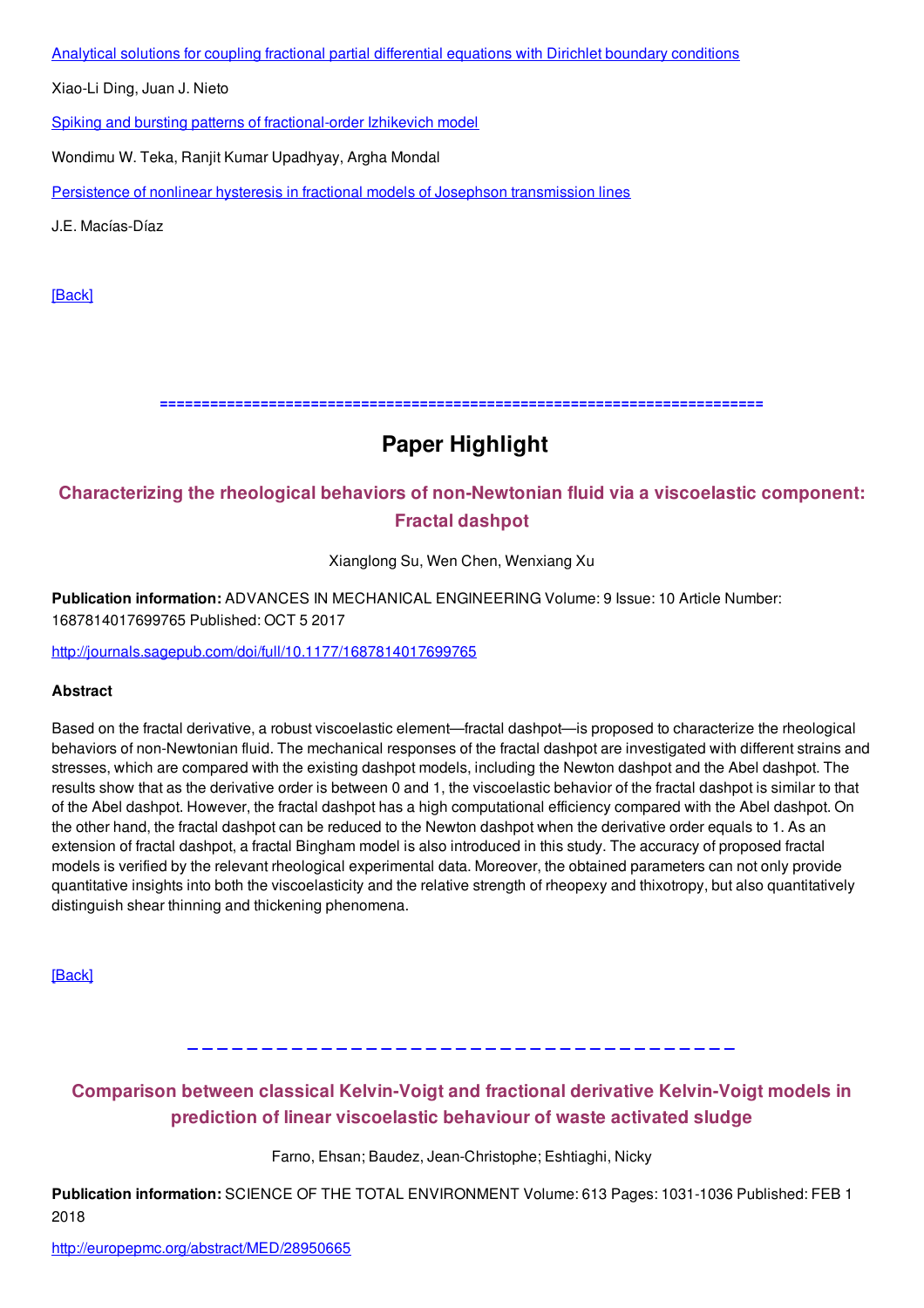[Analytical solutions for coupling fractional partial differential equations with Dirichlet boundary conditions]

Xiao-Li Ding, Juan J. Nieto

[Spiking and bursting patterns of fractional-order Izhikevich model]

Wondimu W. Teka, Ranjit Kumar Upadhyay, Argha Mondal

[Persistence of nonlinear hysteresis in fractional models of Josephson transmission lines]

J.E. Macías-Díaz

[Back]

========================================================================

# Paper Highlight

## Characterizing the rheological behaviors of non-Newtonian fluid via a viscoelastic component: Fractal dashpot

Xianglong Su, Wen Chen, Wenxiang Xu

**Publication information:** ADVANCES IN MECHANICAL ENGINEERING Volume: 9 Issue: 10 Article Number: 1687814017699765 Published: OCT 5 2017

http://journals.sagepub.com/doi/full/10.1177/1687814017699765

### Abstract

Based on the fractal derivative, a robust viscoelastic element—fractal dashpot—is proposed to characterize the rheological behaviors of non-Newtonian fluid. The mechanical responses of the fractal dashpot are investigated with different strains and stresses, which are compared with the existing dashpot models, including the Newton dashpot and the Abel dashpot. The results show that as the derivative order is between 0 and 1, the viscoelastic behavior of the fractal dashpot is similar to that of the Abel dashpot. However, the fractal dashpot has a high computational efficiency compared with the Abel dashpot. On the other hand, the fractal dashpot can be reduced to the Newton dashpot when the derivative order equals to 1. As an extension of fractal dashpot, a fractal Bingham model is also introduced in this study. The accuracy of proposed fractal models is verified by the relevant rheological experimental data. Moreover, the obtained parameters can not only provide quantitative insights into both the viscoelasticity and the relative strength of rheopexy and thixotropy, but also quantitatively distinguish shear thinning and thickening phenomena.

[Back]

---

## Comparison between classical Kelvin-Voigt and fractional derivative Kelvin-Voigt models in prediction of linear viscoelastic behaviour of waste activated sludge

Farno, Ehsan; Baudez, Jean-Christophe; Eshtiaghi, Nicky

**Publication information:** SCIENCE OF THE TOTAL ENVIRONMENT Volume: 613 Pages: 1031-1036 Published: FEB 1 2018

http://europepmc.org/abstract/MED/28950665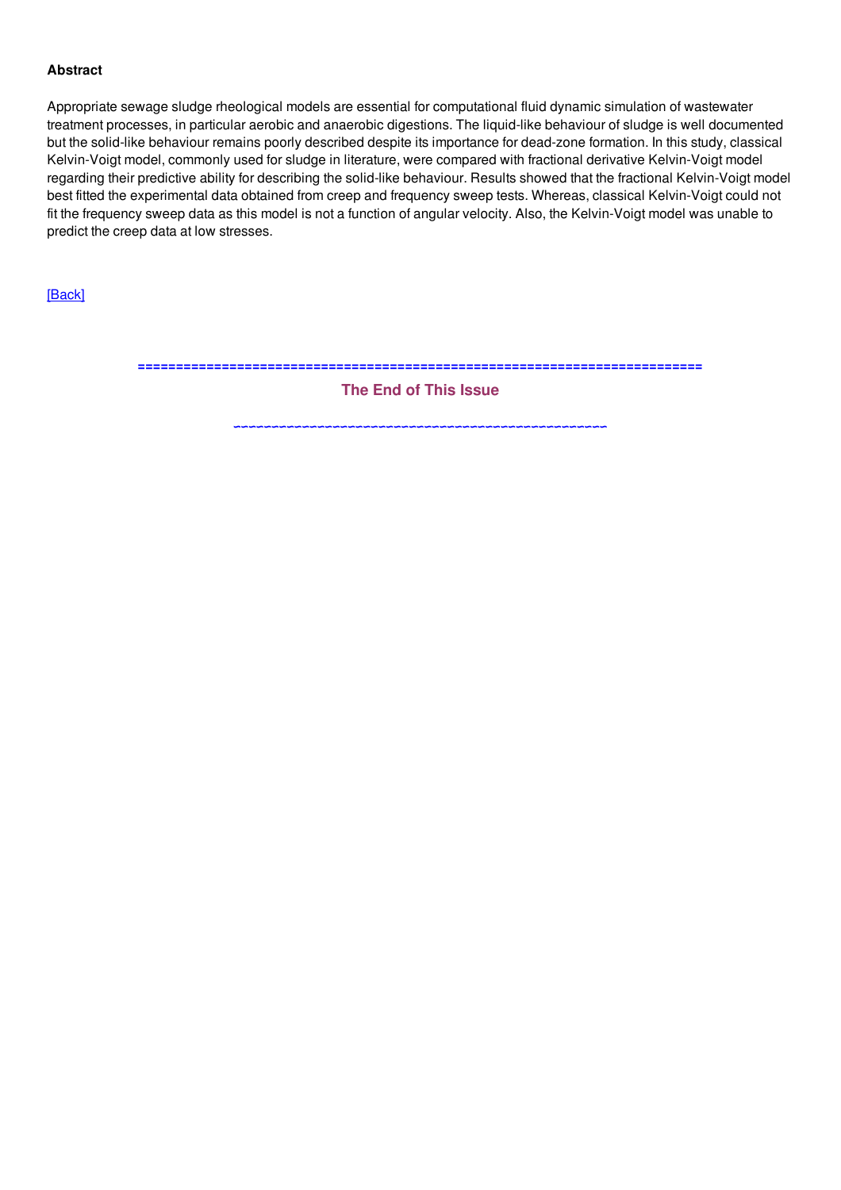**Abstract**

Appropriate sewage sludge rheological models are essential for computational fluid dynamic simulation of wastewater treatment processes, in particular aerobic and anaerobic digestions. The liquid-like behaviour of sludge is well documented but the solid-like behaviour remains poorly described despite its importance for dead-zone formation. In this study, classical Kelvin-Voigt model, commonly used for sludge in literature, were compared with fractional derivative Kelvin-Voigt model regarding their predictive ability for describing the solid-like behaviour. Results showed that the fractional Kelvin-Voigt model best fitted the experimental data obtained from creep and frequency sweep tests. Whereas, classical Kelvin-Voigt could not fit the frequency sweep data as this model is not a function of angular velocity. Also, the Kelvin-Voigt model was unable to predict the creep data at low stresses.

[Back]

========================================================================

**The End of This Issue**

~~~~~~~~~~~~~~~~~~~~~~~~~~~~~~~~~~~~~~~~~~~~~~~~